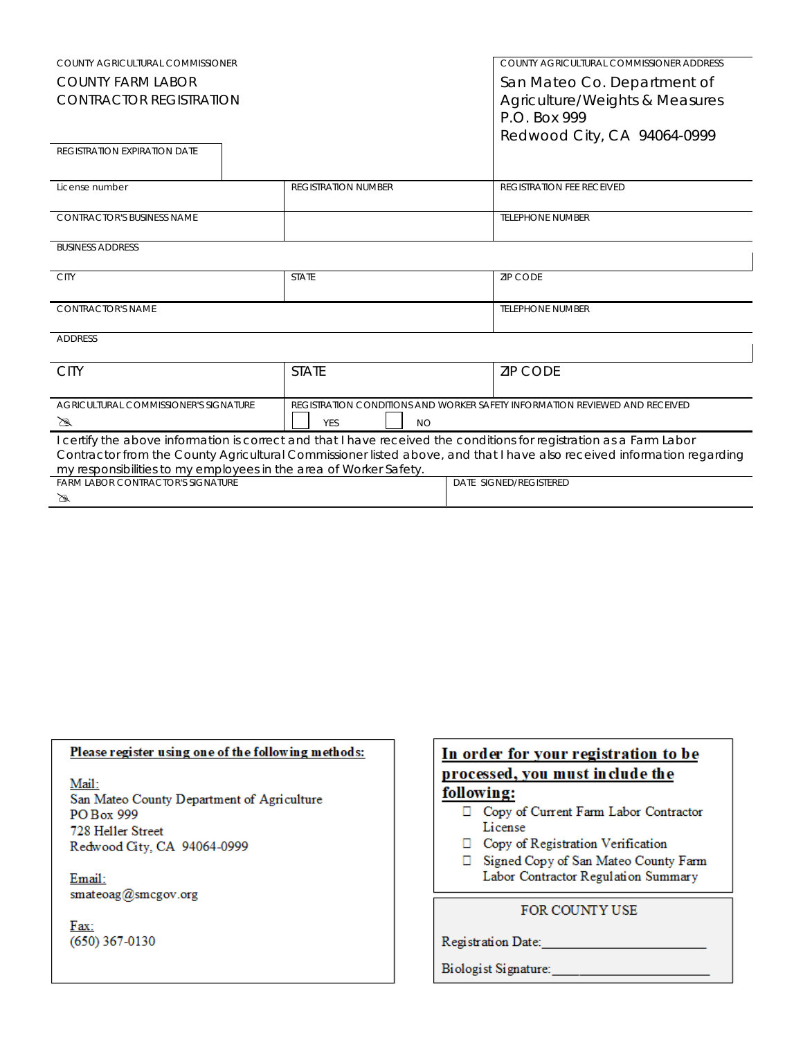COUNTY AGRICULTURAL COMMISSIONER

COUNTY FARM LABOR CONTRACTOR REGISTRATION

COUNTY AGRICULTURAL COMMISSIONER ADDRESS

San Mateo Co. Department of Agriculture/Weights & Measures
P.O. Box 999
Redwood City, CA 94064-0999

| REGISTRATION EXPIRATION DATE | | |
|---|---|---|
| License number | REGISTRATION NUMBER | REGISTRATION FEE RECEIVED |
| CONTRACTOR'S BUSINESS NAME | | TELEPHONE NUMBER |
| BUSINESS ADDRESS | | |
| CITY | STATE | ZIP CODE |
| CONTRACTOR'S NAME | | TELEPHONE NUMBER |
| ADDRESS | | |
| CITY | STATE | ZIP CODE |
| AGRICULTURAL COMMISSIONER'S SIGNATURE | REGISTRATION CONDITIONS AND WORKER SAFETY INFORMATION REVIEWED AND RECEIVED ☐ YES ☐ NO | |

I certify the above information is correct and that I have received the conditions for registration as a Farm Labor Contractor from the County Agricultural Commissioner listed above, and that I have also received information regarding my responsibilities to my employees in the area of Worker Safety.

| FARM LABOR CONTRACTOR'S SIGNATURE | DATE SIGNED/REGISTERED |
|---|---|
| | |

**Please register using one of the following methods:**

Mail:
San Mateo County Department of Agriculture
PO Box 999
728 Heller Street
Redwood City, CA 94064-0999

Email:
smateoag@smcgov.org

Fax:
(650) 367-0130

**In order for your registration to be processed, you must include the following:**

- ☐ Copy of Current Farm Labor Contractor License
- ☐ Copy of Registration Verification
- ☐ Signed Copy of San Mateo County Farm Labor Contractor Regulation Summary

FOR COUNTY USE

Registration Date:______________________

Biologist Signature:______________________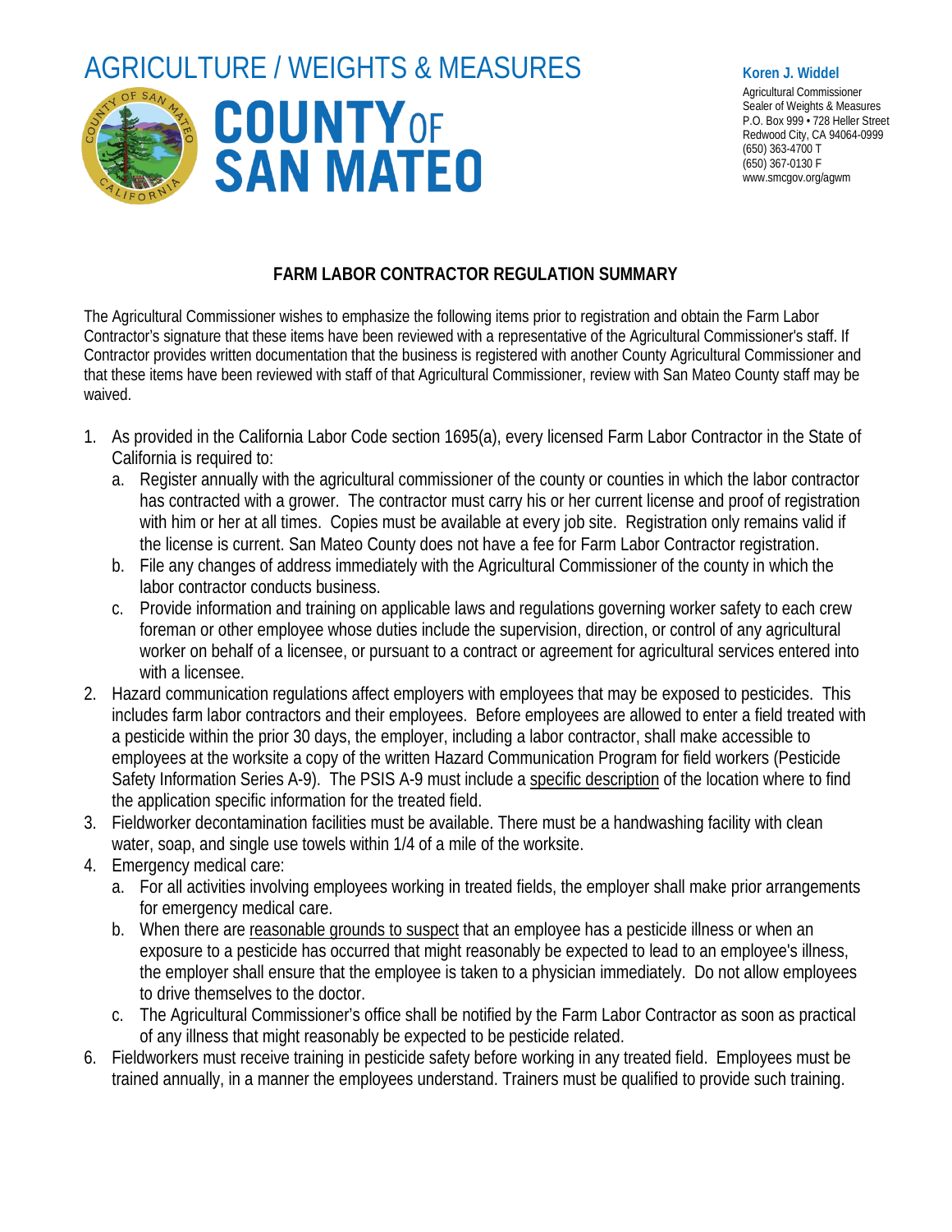AGRICULTURE / WEIGHTS & MEASURES

COUNTY OF SAN MATEO

**Koren J. Widdel**
Agricultural Commissioner
Sealer of Weights & Measures
P.O. Box 999 • 728 Heller Street
Redwood City, CA 94064-0999
(650) 363-4700 T
(650) 367-0130 F
www.smcgov.org/agwm

## FARM LABOR CONTRACTOR REGULATION SUMMARY

The Agricultural Commissioner wishes to emphasize the following items prior to registration and obtain the Farm Labor Contractor's signature that these items have been reviewed with a representative of the Agricultural Commissioner's staff. If Contractor provides written documentation that the business is registered with another County Agricultural Commissioner and that these items have been reviewed with staff of that Agricultural Commissioner, review with San Mateo County staff may be waived.

1. As provided in the California Labor Code section 1695(a), every licensed Farm Labor Contractor in the State of California is required to:
   a. Register annually with the agricultural commissioner of the county or counties in which the labor contractor has contracted with a grower. The contractor must carry his or her current license and proof of registration with him or her at all times. Copies must be available at every job site. Registration only remains valid if the license is current. San Mateo County does not have a fee for Farm Labor Contractor registration.
   b. File any changes of address immediately with the Agricultural Commissioner of the county in which the labor contractor conducts business.
   c. Provide information and training on applicable laws and regulations governing worker safety to each crew foreman or other employee whose duties include the supervision, direction, or control of any agricultural worker on behalf of a licensee, or pursuant to a contract or agreement for agricultural services entered into with a licensee.
2. Hazard communication regulations affect employers with employees that may be exposed to pesticides. This includes farm labor contractors and their employees. Before employees are allowed to enter a field treated with a pesticide within the prior 30 days, the employer, including a labor contractor, shall make accessible to employees at the worksite a copy of the written Hazard Communication Program for field workers (Pesticide Safety Information Series A-9). The PSIS A-9 must include a <u>specific description</u> of the location where to find the application specific information for the treated field.
3. Fieldworker decontamination facilities must be available. There must be a handwashing facility with clean water, soap, and single use towels within 1/4 of a mile of the worksite.
4. Emergency medical care:
   a. For all activities involving employees working in treated fields, the employer shall make prior arrangements for emergency medical care.
   b. When there are <u>reasonable grounds to suspect</u> that an employee has a pesticide illness or when an exposure to a pesticide has occurred that might reasonably be expected to lead to an employee's illness, the employer shall ensure that the employee is taken to a physician immediately. Do not allow employees to drive themselves to the doctor.
   c. The Agricultural Commissioner's office shall be notified by the Farm Labor Contractor as soon as practical of any illness that might reasonably be expected to be pesticide related.
6. Fieldworkers must receive training in pesticide safety before working in any treated field. Employees must be trained annually, in a manner the employees understand. Trainers must be qualified to provide such training.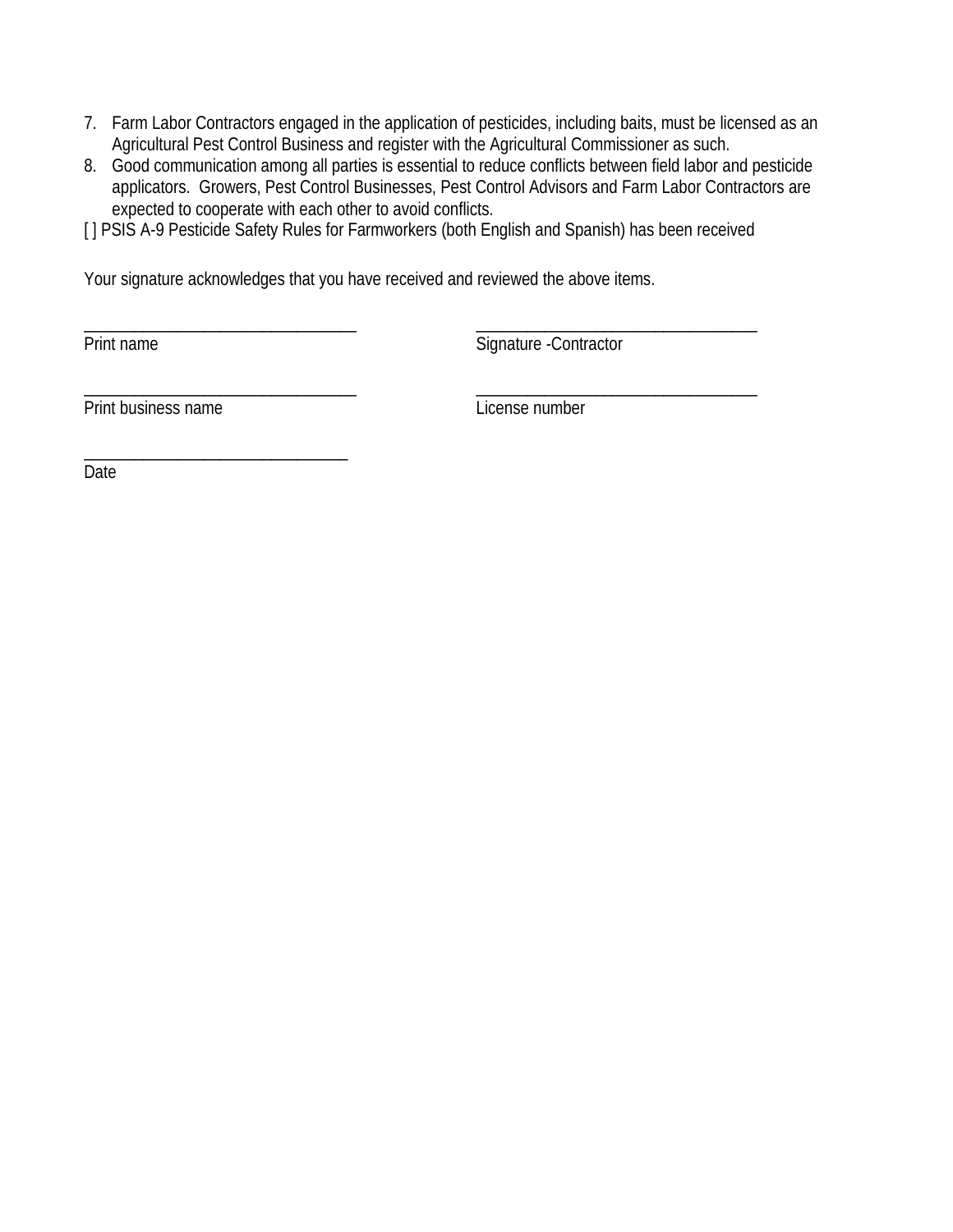7. Farm Labor Contractors engaged in the application of pesticides, including baits, must be licensed as an Agricultural Pest Control Business and register with the Agricultural Commissioner as such.
8. Good communication among all parties is essential to reduce conflicts between field labor and pesticide applicators. Growers, Pest Control Businesses, Pest Control Advisors and Farm Labor Contractors are expected to cooperate with each other to avoid conflicts.

[ ] PSIS A-9 Pesticide Safety Rules for Farmworkers (both English and Spanish) has been received

Your signature acknowledges that you have received and reviewed the above items.

| | |
|---|---|
| ________________________________ | ________________________________ |
| Print name | Signature -Contractor |
| ________________________________ | ________________________________ |
| Print business name | License number |
| ________________________________ | |
| Date | |